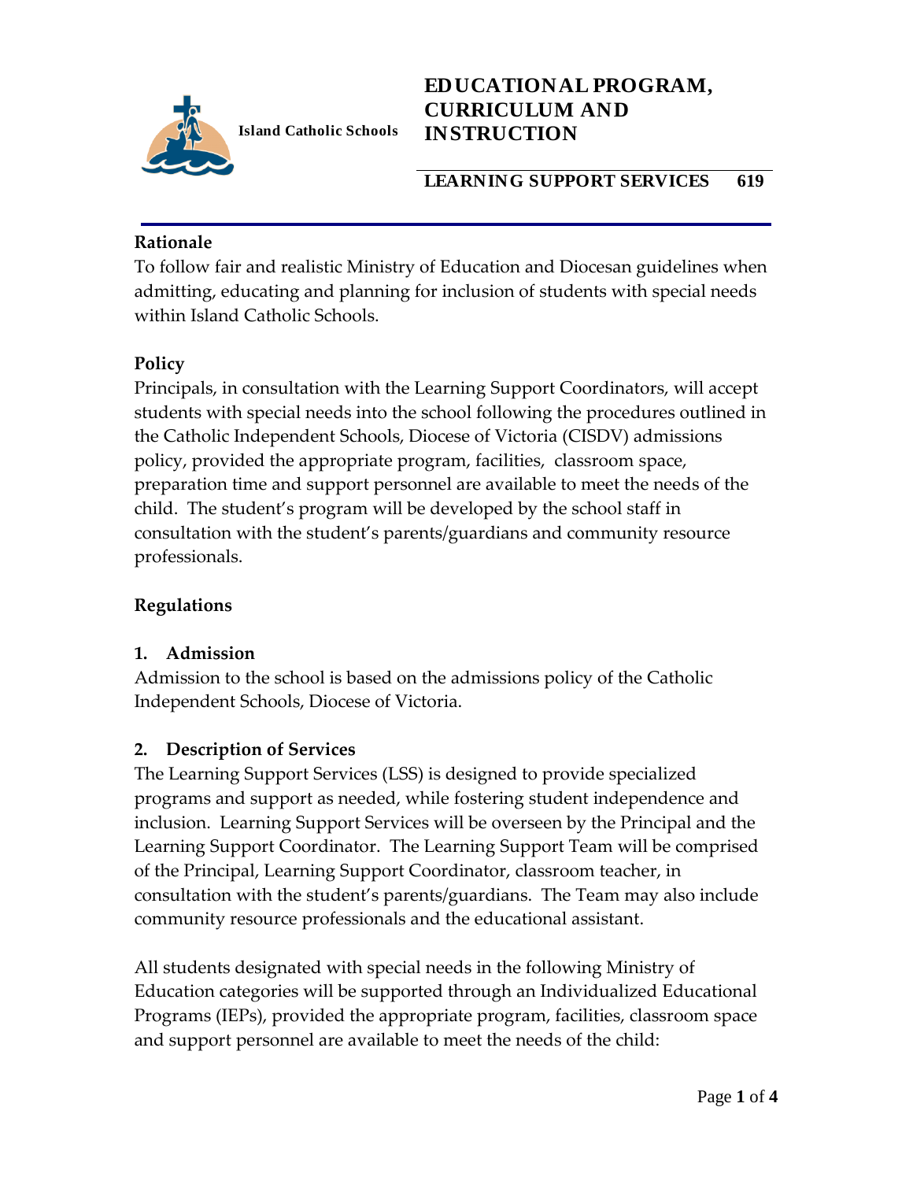Island Catholic Schools

# EDUCATIONAL PROGRAM, CURRICULUM AND INSTRUCTION

## LEARNING SUPPORT SERVICES 619

### Rationale

To follow fair and realistic Ministry of Education and Diocesan guidelines when admitting, educating and planning for inclusion of students with special needs within Island Catholic Schools.

### Policy

Principals, in consultation with the Learning Support Coordinators, will accept students with special needs into the school following the procedures outlined in the Catholic Independent Schools, Diocese of Victoria (CISDV) admissions policy, provided the appropriate program, facilities, classroom space, preparation time and support personnel are available to meet the needs of the child. The student's program will be developed by the school staff in consultation with the student's parents/guardians and community resource professionals.

### Regulations

#### 1. Admission

Admission to the school is based on the admissions policy of the Catholic Independent Schools, Diocese of Victoria.

#### 2. Description of Services

The Learning Support Services (LSS) is designed to provide specialized programs and support as needed, while fostering student independence and inclusion. Learning Support Services will be overseen by the Principal and the Learning Support Coordinator. The Learning Support Team will be comprised of the Principal, Learning Support Coordinator, classroom teacher, in consultation with the student's parents/guardians. The Team may also include community resource professionals and the educational assistant.

All students designated with special needs in the following Ministry of Education categories will be supported through an Individualized Educational Programs (IEPs), provided the appropriate program, facilities, classroom space and support personnel are available to meet the needs of the child: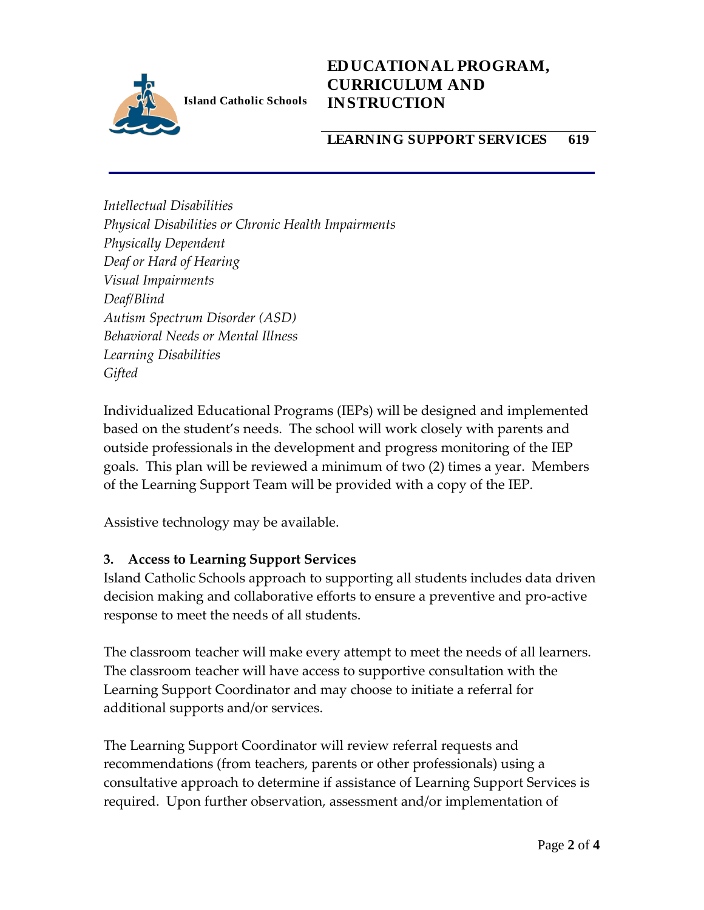*Intellectual Disabilities*
*Physical Disabilities or Chronic Health Impairments*
*Physically Dependent*
*Deaf or Hard of Hearing*
*Visual Impairments*
*Deaf/Blind*
*Autism Spectrum Disorder (ASD)*
*Behavioral Needs or Mental Illness*
*Learning Disabilities*
*Gifted*

Individualized Educational Programs (IEPs) will be designed and implemented based on the student's needs. The school will work closely with parents and outside professionals in the development and progress monitoring of the IEP goals. This plan will be reviewed a minimum of two (2) times a year. Members of the Learning Support Team will be provided with a copy of the IEP.

Assistive technology may be available.

### 3. Access to Learning Support Services

Island Catholic Schools approach to supporting all students includes data driven decision making and collaborative efforts to ensure a preventive and pro-active response to meet the needs of all students.

The classroom teacher will make every attempt to meet the needs of all learners. The classroom teacher will have access to supportive consultation with the Learning Support Coordinator and may choose to initiate a referral for additional supports and/or services.

The Learning Support Coordinator will review referral requests and recommendations (from teachers, parents or other professionals) using a consultative approach to determine if assistance of Learning Support Services is required. Upon further observation, assessment and/or implementation of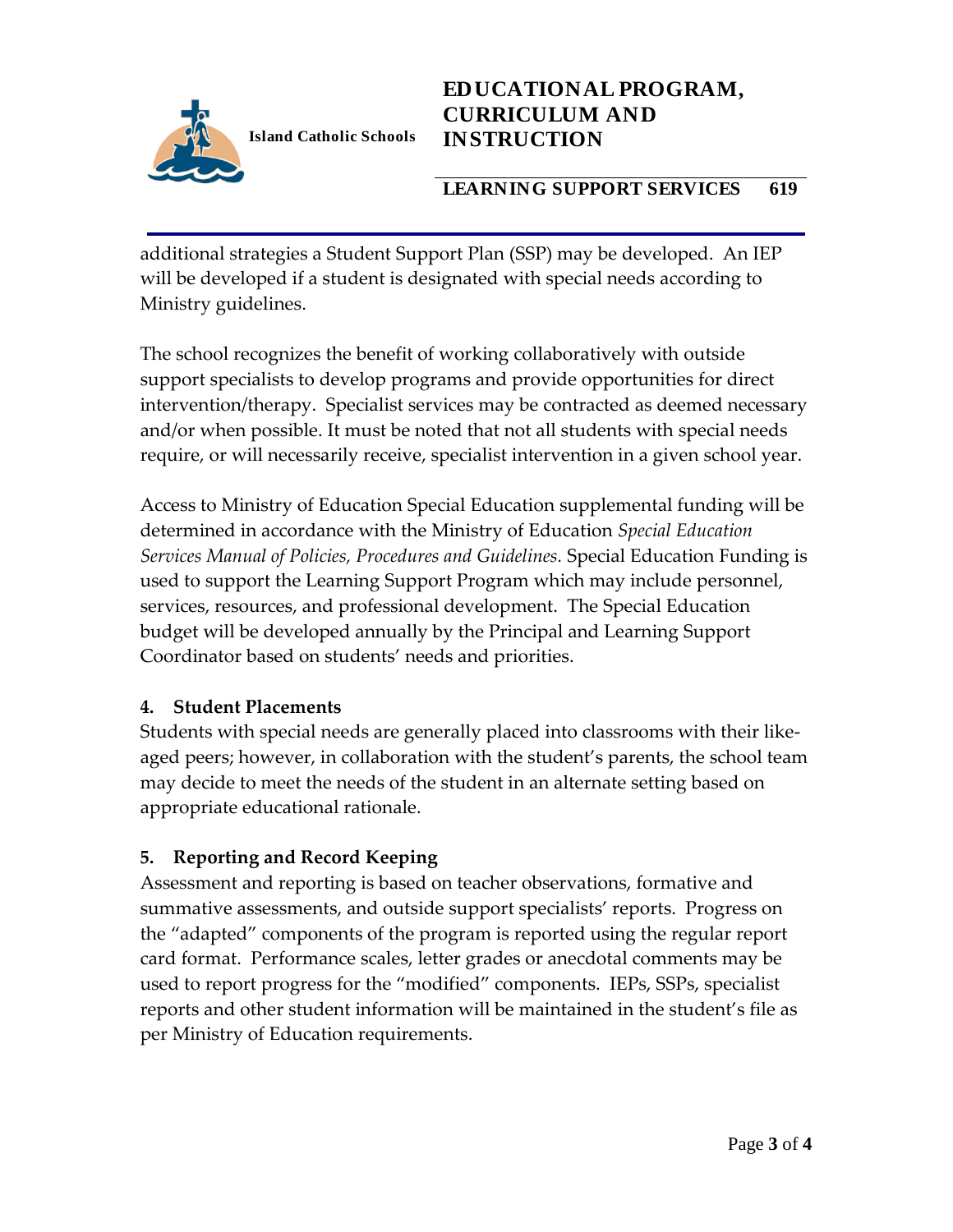additional strategies a Student Support Plan (SSP) may be developed. An IEP will be developed if a student is designated with special needs according to Ministry guidelines.

The school recognizes the benefit of working collaboratively with outside support specialists to develop programs and provide opportunities for direct intervention/therapy. Specialist services may be contracted as deemed necessary and/or when possible. It must be noted that not all students with special needs require, or will necessarily receive, specialist intervention in a given school year.

Access to Ministry of Education Special Education supplemental funding will be determined in accordance with the Ministry of Education *Special Education Services Manual of Policies, Procedures and Guidelines.* Special Education Funding is used to support the Learning Support Program which may include personnel, services, resources, and professional development. The Special Education budget will be developed annually by the Principal and Learning Support Coordinator based on students' needs and priorities.

**4. Student Placements**

Students with special needs are generally placed into classrooms with their like-aged peers; however, in collaboration with the student's parents, the school team may decide to meet the needs of the student in an alternate setting based on appropriate educational rationale.

**5. Reporting and Record Keeping**

Assessment and reporting is based on teacher observations, formative and summative assessments, and outside support specialists' reports. Progress on the "adapted" components of the program is reported using the regular report card format. Performance scales, letter grades or anecdotal comments may be used to report progress for the "modified" components. IEPs, SSPs, specialist reports and other student information will be maintained in the student's file as per Ministry of Education requirements.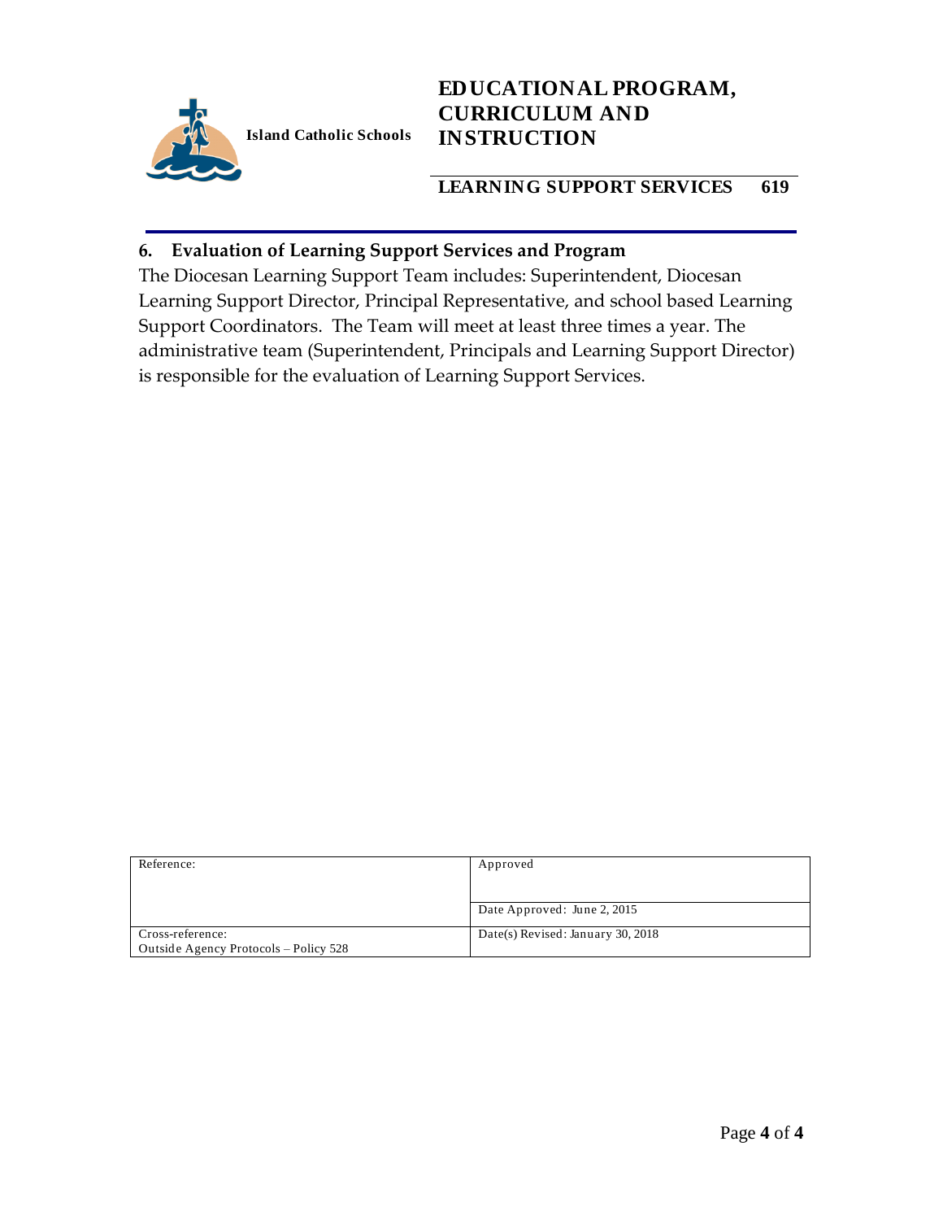## 6. Evaluation of Learning Support Services and Program

The Diocesan Learning Support Team includes: Superintendent, Diocesan Learning Support Director, Principal Representative, and school based Learning Support Coordinators. The Team will meet at least three times a year. The administrative team (Superintendent, Principals and Learning Support Director) is responsible for the evaluation of Learning Support Services.

| | |
|---|---|
| Reference: | Approved |
| | Date Approved: June 2, 2015 |
| Cross-reference: Outside Agency Protocols – Policy 528 | Date(s) Revised: January 30, 2018 |